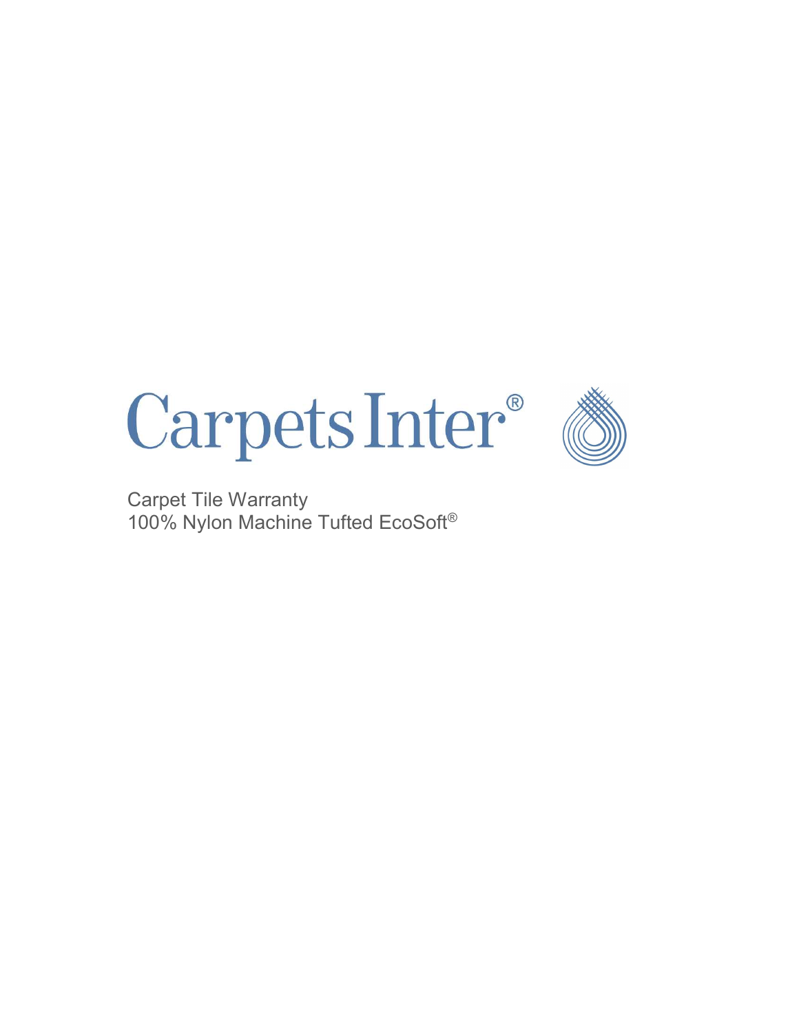# Carpets Inter®

Carpet Tile Warranty
100% Nylon Machine Tufted EcoSoft®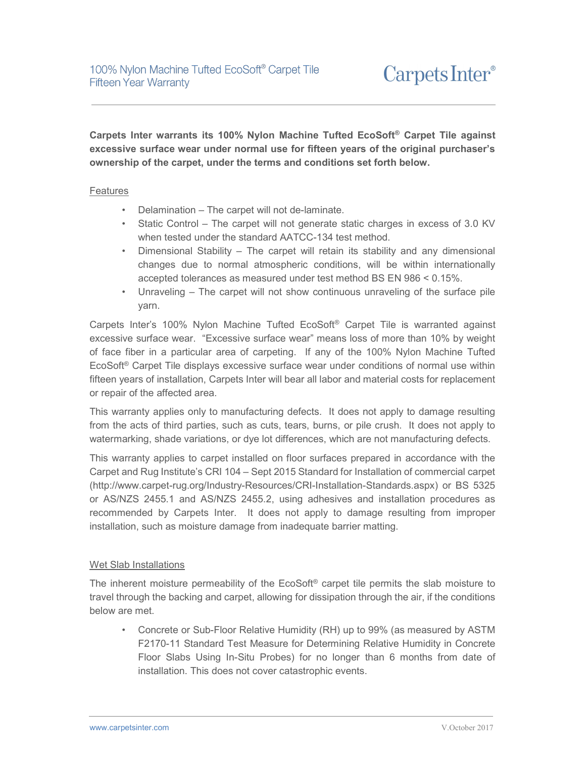# 100% Nylon Machine Tufted EcoSoft® Carpet Tile Fifteen Year Warranty

**Carpets Inter warrants its 100% Nylon Machine Tufted EcoSoft® Carpet Tile against excessive surface wear under normal use for fifteen years of the original purchaser's ownership of the carpet, under the terms and conditions set forth below.**

## Features

- Delamination – The carpet will not de-laminate.
- Static Control – The carpet will not generate static charges in excess of 3.0 KV when tested under the standard AATCC-134 test method.
- Dimensional Stability – The carpet will retain its stability and any dimensional changes due to normal atmospheric conditions, will be within internationally accepted tolerances as measured under test method BS EN 986 < 0.15%.
- Unraveling – The carpet will not show continuous unraveling of the surface pile yarn.

Carpets Inter's 100% Nylon Machine Tufted EcoSoft® Carpet Tile is warranted against excessive surface wear. "Excessive surface wear" means loss of more than 10% by weight of face fiber in a particular area of carpeting. If any of the 100% Nylon Machine Tufted EcoSoft® Carpet Tile displays excessive surface wear under conditions of normal use within fifteen years of installation, Carpets Inter will bear all labor and material costs for replacement or repair of the affected area.

This warranty applies only to manufacturing defects. It does not apply to damage resulting from the acts of third parties, such as cuts, tears, burns, or pile crush. It does not apply to watermarking, shade variations, or dye lot differences, which are not manufacturing defects.

This warranty applies to carpet installed on floor surfaces prepared in accordance with the Carpet and Rug Institute's CRI 104 – Sept 2015 Standard for Installation of commercial carpet (http://www.carpet-rug.org/Industry-Resources/CRI-Installation-Standards.aspx) or BS 5325 or AS/NZS 2455.1 and AS/NZS 2455.2, using adhesives and installation procedures as recommended by Carpets Inter. It does not apply to damage resulting from improper installation, such as moisture damage from inadequate barrier matting.

## Wet Slab Installations

The inherent moisture permeability of the EcoSoft® carpet tile permits the slab moisture to travel through the backing and carpet, allowing for dissipation through the air, if the conditions below are met.

- Concrete or Sub-Floor Relative Humidity (RH) up to 99% (as measured by ASTM F2170-11 Standard Test Measure for Determining Relative Humidity in Concrete Floor Slabs Using In-Situ Probes) for no longer than 6 months from date of installation. This does not cover catastrophic events.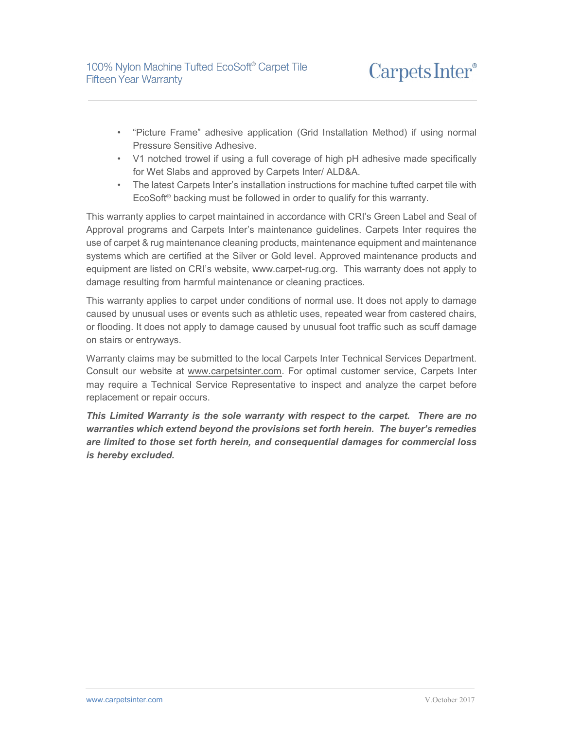- "Picture Frame" adhesive application (Grid Installation Method) if using normal Pressure Sensitive Adhesive.
- V1 notched trowel if using a full coverage of high pH adhesive made specifically for Wet Slabs and approved by Carpets Inter/ ALD&A.
- The latest Carpets Inter's installation instructions for machine tufted carpet tile with EcoSoft® backing must be followed in order to qualify for this warranty.

This warranty applies to carpet maintained in accordance with CRI's Green Label and Seal of Approval programs and Carpets Inter's maintenance guidelines. Carpets Inter requires the use of carpet & rug maintenance cleaning products, maintenance equipment and maintenance systems which are certified at the Silver or Gold level. Approved maintenance products and equipment are listed on CRI's website, www.carpet-rug.org. This warranty does not apply to damage resulting from harmful maintenance or cleaning practices.

This warranty applies to carpet under conditions of normal use. It does not apply to damage caused by unusual uses or events such as athletic uses, repeated wear from castered chairs, or flooding. It does not apply to damage caused by unusual foot traffic such as scuff damage on stairs or entryways.

Warranty claims may be submitted to the local Carpets Inter Technical Services Department. Consult our website at www.carpetsinter.com. For optimal customer service, Carpets Inter may require a Technical Service Representative to inspect and analyze the carpet before replacement or repair occurs.

***This Limited Warranty is the sole warranty with respect to the carpet. There are no warranties which extend beyond the provisions set forth herein. The buyer's remedies are limited to those set forth herein, and consequential damages for commercial loss is hereby excluded.***